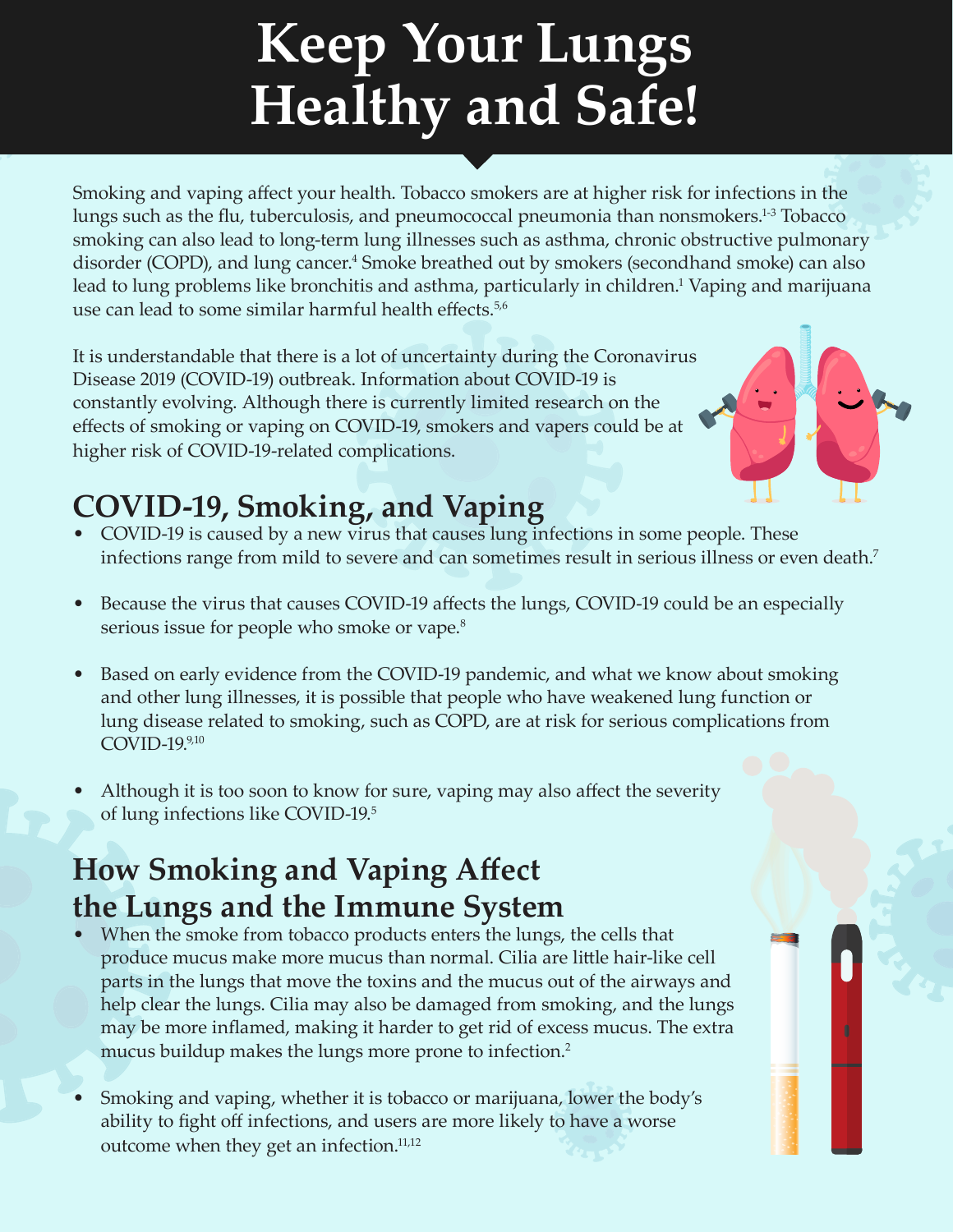# Keep Your Lungs Healthy and Safe!

Smoking and vaping affect your health. Tobacco smokers are at higher risk for infections in the lungs such as the flu, tuberculosis, and pneumococcal pneumonia than nonsmokers.[1-3] Tobacco smoking can also lead to long-term lung illnesses such as asthma, chronic obstructive pulmonary disorder (COPD), and lung cancer.[4] Smoke breathed out by smokers (secondhand smoke) can also lead to lung problems like bronchitis and asthma, particularly in children.[1] Vaping and marijuana use can lead to some similar harmful health effects.[5,6]

It is understandable that there is a lot of uncertainty during the Coronavirus Disease 2019 (COVID-19) outbreak. Information about COVID-19 is constantly evolving. Although there is currently limited research on the effects of smoking or vaping on COVID-19, smokers and vapers could be at higher risk of COVID-19-related complications.

## COVID-19, Smoking, and Vaping

- COVID-19 is caused by a new virus that causes lung infections in some people. These infections range from mild to severe and can sometimes result in serious illness or even death.[7]
- Because the virus that causes COVID-19 affects the lungs, COVID-19 could be an especially serious issue for people who smoke or vape.[8]
- Based on early evidence from the COVID-19 pandemic, and what we know about smoking and other lung illnesses, it is possible that people who have weakened lung function or lung disease related to smoking, such as COPD, are at risk for serious complications from COVID-19.[9,10]
- Although it is too soon to know for sure, vaping may also affect the severity of lung infections like COVID-19.[5]

## How Smoking and Vaping Affect the Lungs and the Immune System

- When the smoke from tobacco products enters the lungs, the cells that produce mucus make more mucus than normal. Cilia are little hair-like cell parts in the lungs that move the toxins and the mucus out of the airways and help clear the lungs. Cilia may also be damaged from smoking, and the lungs may be more inflamed, making it harder to get rid of excess mucus. The extra mucus buildup makes the lungs more prone to infection.[2]
- Smoking and vaping, whether it is tobacco or marijuana, lower the body's ability to fight off infections, and users are more likely to have a worse outcome when they get an infection.[11,12]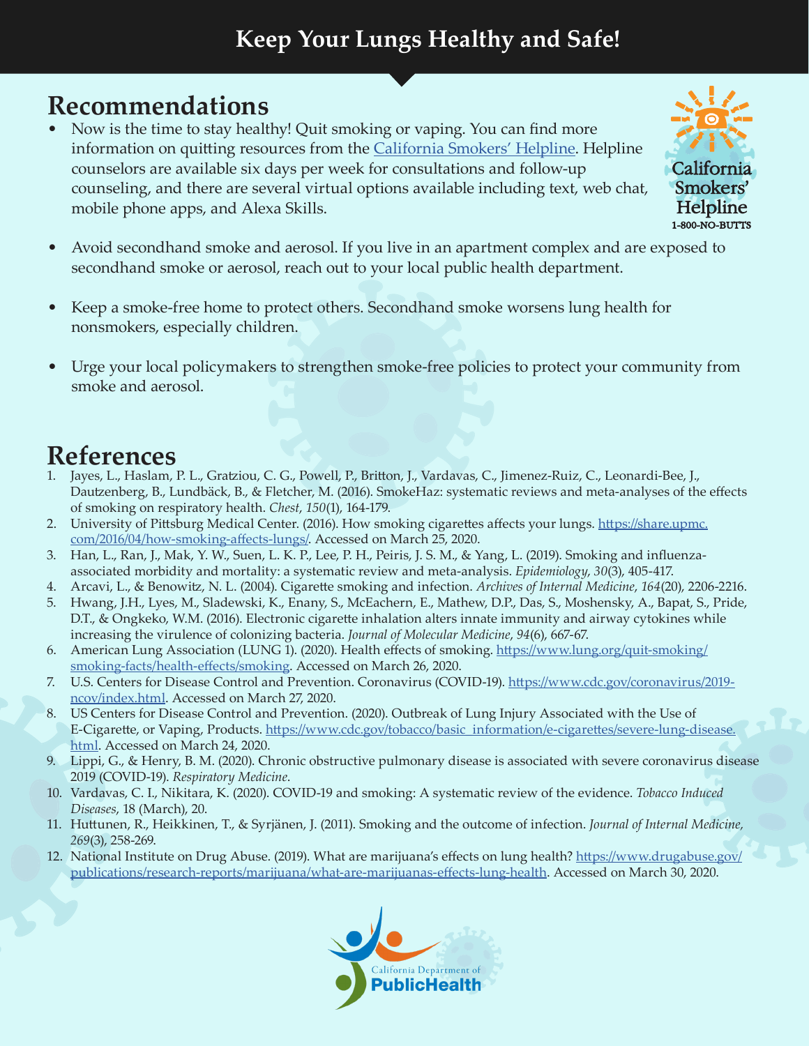# Keep Your Lungs Healthy and Safe!

## Recommendations

- Now is the time to stay healthy! Quit smoking or vaping. You can find more information on quitting resources from the [California Smokers' Helpline](). Helpline counselors are available six days per week for consultations and follow-up counseling, and there are several virtual options available including text, web chat, mobile phone apps, and Alexa Skills.

California Smokers' Helpline
1-800-NO-BUTTS

- Avoid secondhand smoke and aerosol. If you live in an apartment complex and are exposed to secondhand smoke or aerosol, reach out to your local public health department.
- Keep a smoke-free home to protect others. Secondhand smoke worsens lung health for nonsmokers, especially children.
- Urge your local policymakers to strengthen smoke-free policies to protect your community from smoke and aerosol.

## References

1. Jayes, L., Haslam, P. L., Gratziou, C. G., Powell, P., Britton, J., Vardavas, C., Jimenez-Ruiz, C., Leonardi-Bee, J., Dautzenberg, B., Lundbäck, B., & Fletcher, M. (2016). SmokeHaz: systematic reviews and meta-analyses of the effects of smoking on respiratory health. *Chest*, *150*(1), 164-179.
2. University of Pittsburg Medical Center. (2016). How smoking cigarettes affects your lungs. https://share.upmc.com/2016/04/how-smoking-affects-lungs/. Accessed on March 25, 2020.
3. Han, L., Ran, J., Mak, Y. W., Suen, L. K. P., Lee, P. H., Peiris, J. S. M., & Yang, L. (2019). Smoking and influenza-associated morbidity and mortality: a systematic review and meta-analysis. *Epidemiology*, *30*(3), 405-417.
4. Arcavi, L., & Benowitz, N. L. (2004). Cigarette smoking and infection. *Archives of Internal Medicine*, *164*(20), 2206-2216.
5. Hwang, J.H., Lyes, M., Sladewski, K., Enany, S., McEachern, E., Mathew, D.P., Das, S., Moshensky, A., Bapat, S., Pride, D.T., & Ongkeko, W.M. (2016). Electronic cigarette inhalation alters innate immunity and airway cytokines while increasing the virulence of colonizing bacteria. *Journal of Molecular Medicine*, *94*(6), 667-67.
6. American Lung Association (LUNG 1). (2020). Health effects of smoking. https://www.lung.org/quit-smoking/smoking-facts/health-effects/smoking. Accessed on March 26, 2020.
7. U.S. Centers for Disease Control and Prevention. Coronavirus (COVID-19). https://www.cdc.gov/coronavirus/2019-ncov/index.html. Accessed on March 27, 2020.
8. US Centers for Disease Control and Prevention. (2020). Outbreak of Lung Injury Associated with the Use of E-Cigarette, or Vaping, Products. https://www.cdc.gov/tobacco/basic_information/e-cigarettes/severe-lung-disease.html. Accessed on March 24, 2020.
9. Lippi, G., & Henry, B. M. (2020). Chronic obstructive pulmonary disease is associated with severe coronavirus disease 2019 (COVID-19). *Respiratory Medicine*.
10. Vardavas, C. I., Nikitara, K. (2020). COVID-19 and smoking: A systematic review of the evidence. *Tobacco Induced Diseases*, 18 (March), 20.
11. Huttunen, R., Heikkinen, T., & Syrjänen, J. (2011). Smoking and the outcome of infection. *Journal of Internal Medicine*, *269*(3), 258-269.
12. National Institute on Drug Abuse. (2019). What are marijuana's effects on lung health? https://www.drugabuse.gov/publications/research-reports/marijuana/what-are-marijuanas-effects-lung-health. Accessed on March 30, 2020.

California Department of PublicHealth